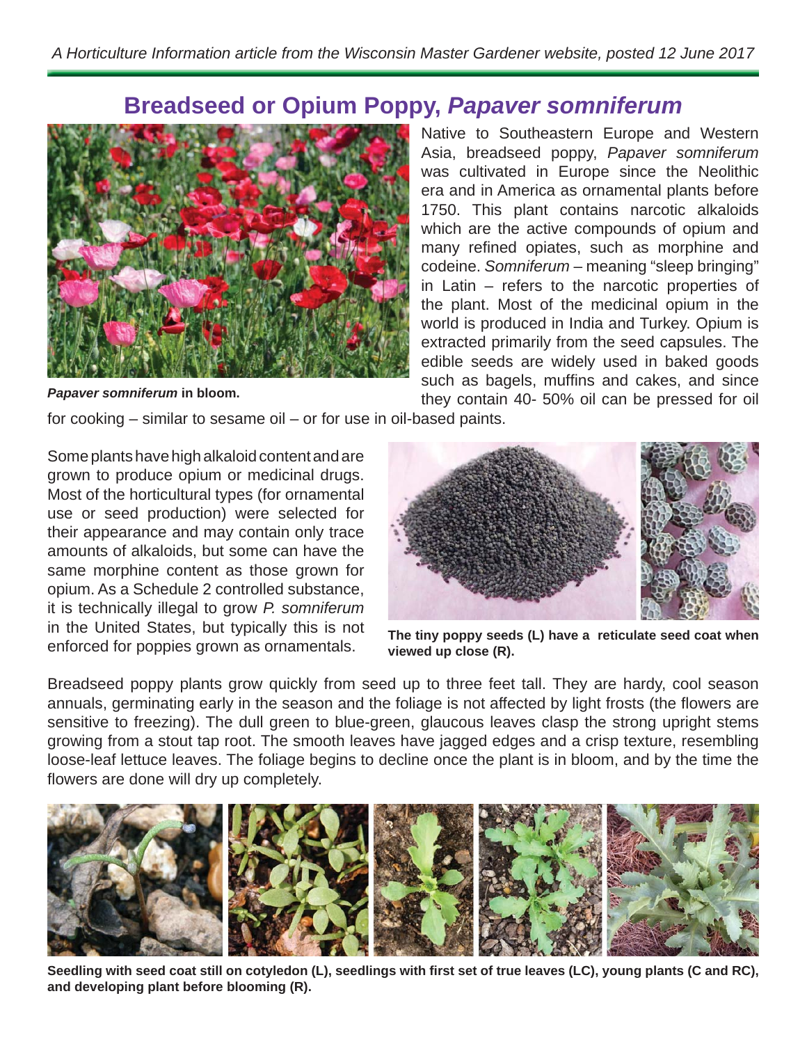A Horticulture Information article from the Wisconsin Master Gardener website, posted 12 June 2017

# Breadseed or Opium Poppy, *Papaver somniferum*

***Papaver somniferum*** **in bloom.**

Native to Southeastern Europe and Western Asia, breadseed poppy, *Papaver somniferum* was cultivated in Europe since the Neolithic era and in America as ornamental plants before 1750. This plant contains narcotic alkaloids which are the active compounds of opium and many refined opiates, such as morphine and codeine. *Somniferum* – meaning "sleep bringing" in Latin – refers to the narcotic properties of the plant. Most of the medicinal opium in the world is produced in India and Turkey. Opium is extracted primarily from the seed capsules. The edible seeds are widely used in baked goods such as bagels, muffins and cakes, and since they contain 40- 50% oil can be pressed for oil for cooking – similar to sesame oil – or for use in oil-based paints.

Some plants have high alkaloid content and are grown to produce opium or medicinal drugs. Most of the horticultural types (for ornamental use or seed production) were selected for their appearance and may contain only trace amounts of alkaloids, but some can have the same morphine content as those grown for opium. As a Schedule 2 controlled substance, it is technically illegal to grow *P. somniferum* in the United States, but typically this is not enforced for poppies grown as ornamentals.

**The tiny poppy seeds (L) have a reticulate seed coat when viewed up close (R).**

Breadseed poppy plants grow quickly from seed up to three feet tall. They are hardy, cool season annuals, germinating early in the season and the foliage is not affected by light frosts (the flowers are sensitive to freezing). The dull green to blue-green, glaucous leaves clasp the strong upright stems growing from a stout tap root. The smooth leaves have jagged edges and a crisp texture, resembling loose-leaf lettuce leaves. The foliage begins to decline once the plant is in bloom, and by the time the flowers are done will dry up completely.

**Seedling with seed coat still on cotyledon (L), seedlings with first set of true leaves (LC), young plants (C and RC), and developing plant before blooming (R).**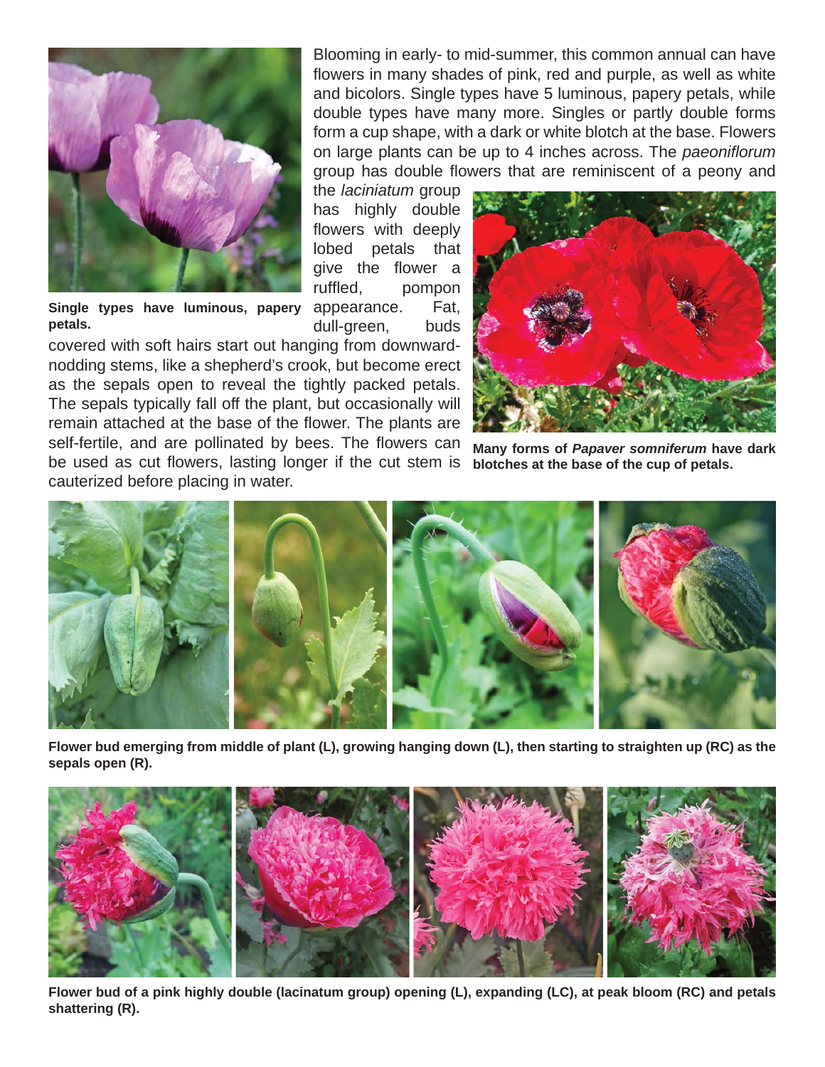Blooming in early- to mid-summer, this common annual can have flowers in many shades of pink, red and purple, as well as white and bicolors. Single types have 5 luminous, papery petals, while double types have many more. Singles or partly double forms form a cup shape, with a dark or white blotch at the base. Flowers on large plants can be up to 4 inches across. The *paeoniflorum* group has double flowers that are reminiscent of a peony and the *laciniatum* group has highly double flowers with deeply lobed petals that give the flower a ruffled, pompon appearance. Fat, dull-green, buds covered with soft hairs start out hanging from downward-nodding stems, like a shepherd's crook, but become erect as the sepals open to reveal the tightly packed petals. The sepals typically fall off the plant, but occasionally will remain attached at the base of the flower. The plants are self-fertile, and are pollinated by bees. The flowers can be used as cut flowers, lasting longer if the cut stem is cauterized before placing in water.

**Single types have luminous, papery petals.**

**Many forms of *Papaver somniferum* have dark blotches at the base of the cup of petals.**

**Flower bud emerging from middle of plant (L), growing hanging down (L), then starting to straighten up (RC) as the sepals open (R).**

**Flower bud of a pink highly double (lacinatum group) opening (L), expanding (LC), at peak bloom (RC) and petals shattering (R).**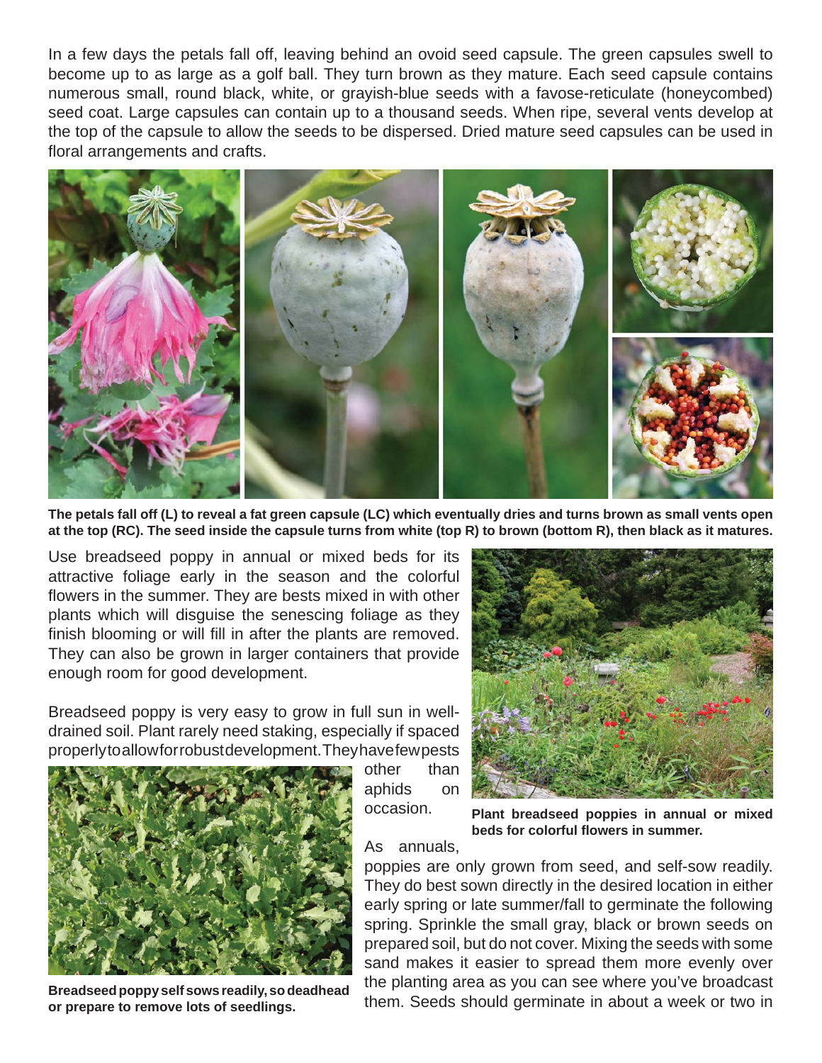In a few days the petals fall off, leaving behind an ovoid seed capsule. The green capsules swell to become up to as large as a golf ball. They turn brown as they mature. Each seed capsule contains numerous small, round black, white, or grayish-blue seeds with a favose-reticulate (honeycombed) seed coat. Large capsules can contain up to a thousand seeds. When ripe, several vents develop at the top of the capsule to allow the seeds to be dispersed. Dried mature seed capsules can be used in floral arrangements and crafts.

**The petals fall off (L) to reveal a fat green capsule (LC) which eventually dries and turns brown as small vents open at the top (RC). The seed inside the capsule turns from white (top R) to brown (bottom R), then black as it matures.**

Use breadseed poppy in annual or mixed beds for its attractive foliage early in the season and the colorful flowers in the summer. They are bests mixed in with other plants which will disguise the senescing foliage as they finish blooming or will fill in after the plants are removed. They can also be grown in larger containers that provide enough room for good development.

**Plant breadseed poppies in annual or mixed beds for colorful flowers in summer.**

Breadseed poppy is very easy to grow in full sun in well-drained soil. Plant rarely need staking, especially if spaced properly to allow for robust development. They have few pests other than aphids on occasion.

**Breadseed poppy self sows readily, so deadhead or prepare to remove lots of seedlings.**

As annuals, poppies are only grown from seed, and self-sow readily. They do best sown directly in the desired location in either early spring or late summer/fall to germinate the following spring. Sprinkle the small gray, black or brown seeds on prepared soil, but do not cover. Mixing the seeds with some sand makes it easier to spread them more evenly over the planting area as you can see where you've broadcast them. Seeds should germinate in about a week or two in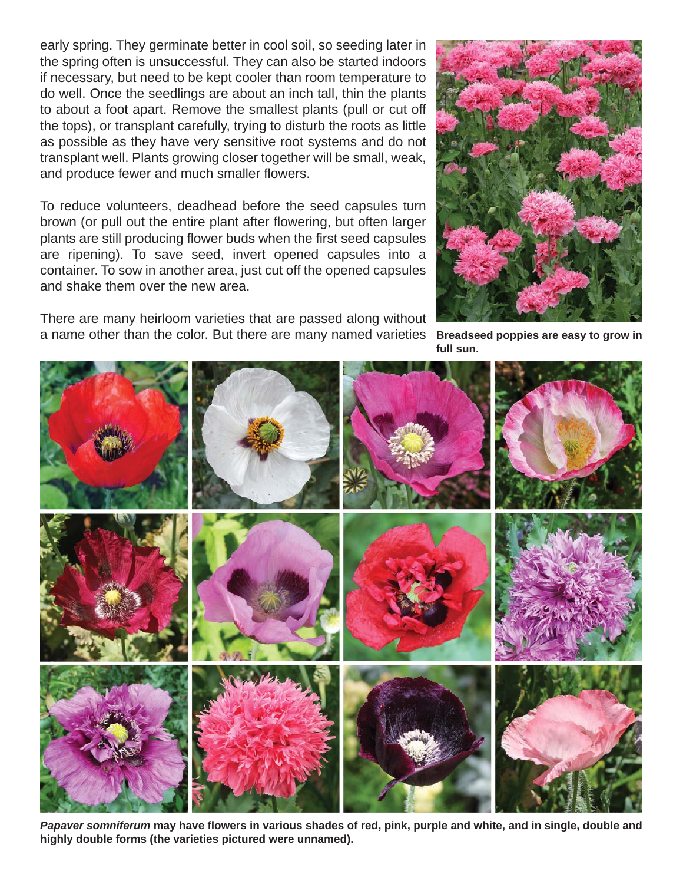early spring. They germinate better in cool soil, so seeding later in the spring often is unsuccessful. They can also be started indoors if necessary, but need to be kept cooler than room temperature to do well. Once the seedlings are about an inch tall, thin the plants to about a foot apart. Remove the smallest plants (pull or cut off the tops), or transplant carefully, trying to disturb the roots as little as possible as they have very sensitive root systems and do not transplant well. Plants growing closer together will be small, weak, and produce fewer and much smaller flowers.

To reduce volunteers, deadhead before the seed capsules turn brown (or pull out the entire plant after flowering, but often larger plants are still producing flower buds when the first seed capsules are ripening). To save seed, invert opened capsules into a container. To sow in another area, just cut off the opened capsules and shake them over the new area.

There are many heirloom varieties that are passed along without a name other than the color. But there are many named varieties

**Breadseed poppies are easy to grow in full sun.**

***Papaver somniferum*** **may have flowers in various shades of red, pink, purple and white, and in single, double and highly double forms (the varieties pictured were unnamed).**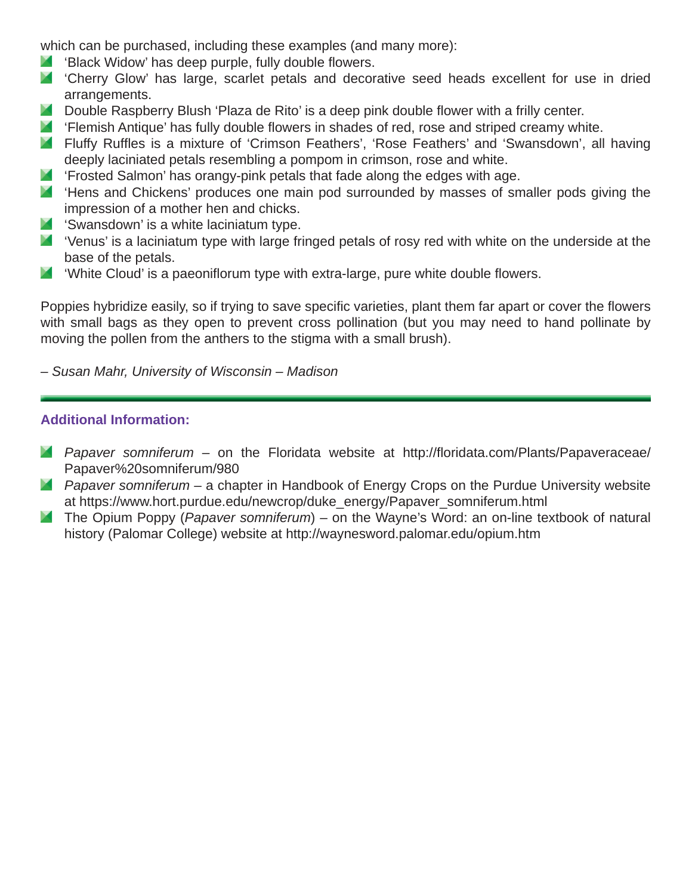which can be purchased, including these examples (and many more):

- 'Black Widow' has deep purple, fully double flowers.
- 'Cherry Glow' has large, scarlet petals and decorative seed heads excellent for use in dried arrangements.
- Double Raspberry Blush 'Plaza de Rito' is a deep pink double flower with a frilly center.
- 'Flemish Antique' has fully double flowers in shades of red, rose and striped creamy white.
- Fluffy Ruffles is a mixture of 'Crimson Feathers', 'Rose Feathers' and 'Swansdown', all having deeply laciniated petals resembling a pompom in crimson, rose and white.
- 'Frosted Salmon' has orangy-pink petals that fade along the edges with age.
- 'Hens and Chickens' produces one main pod surrounded by masses of smaller pods giving the impression of a mother hen and chicks.
- 'Swansdown' is a white laciniatum type.
- 'Venus' is a laciniatum type with large fringed petals of rosy red with white on the underside at the base of the petals.
- 'White Cloud' is a paeoniflorum type with extra-large, pure white double flowers.

Poppies hybridize easily, so if trying to save specific varieties, plant them far apart or cover the flowers with small bags as they open to prevent cross pollination (but you may need to hand pollinate by moving the pollen from the anthers to the stigma with a small brush).

*– Susan Mahr, University of Wisconsin – Madison*

---

**Additional Information:**

- *Papaver somniferum* – on the Floridata website at http://floridata.com/Plants/Papaveraceae/Papaver%20somniferum/980
- *Papaver somniferum* – a chapter in Handbook of Energy Crops on the Purdue University website at https://www.hort.purdue.edu/newcrop/duke_energy/Papaver_somniferum.html
- The Opium Poppy (*Papaver somniferum*) – on the Wayne's Word: an on-line textbook of natural history (Palomar College) website at http://waynesword.palomar.edu/opium.htm